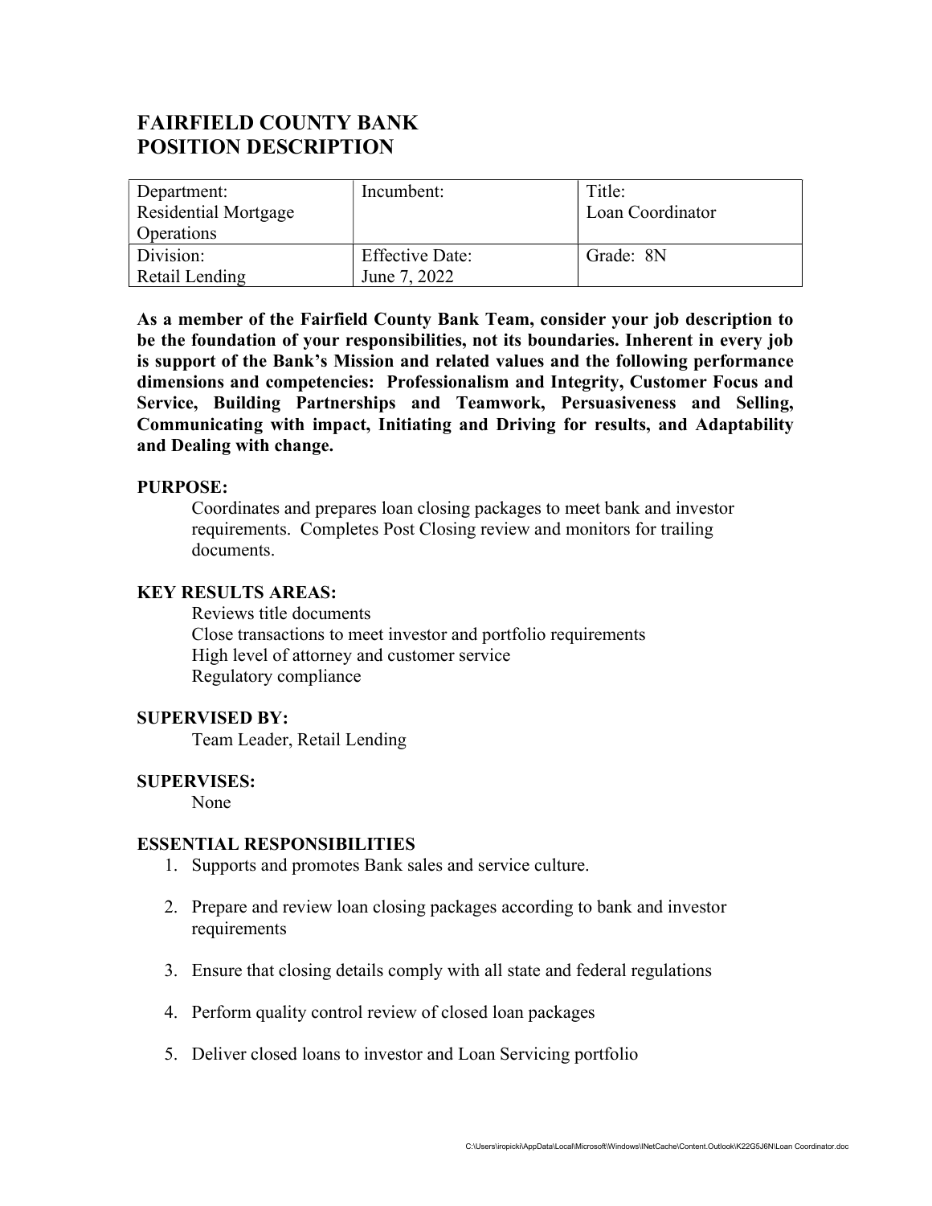# FAIRFIELD COUNTY BANK
# POSITION DESCRIPTION

| Department: Residential Mortgage Operations | Incumbent: | Title: Loan Coordinator |
|---|---|---|
| Division: Retail Lending | Effective Date: June 7, 2022 | Grade: 8N |

**As a member of the Fairfield County Bank Team, consider your job description to be the foundation of your responsibilities, not its boundaries. Inherent in every job is support of the Bank's Mission and related values and the following performance dimensions and competencies: Professionalism and Integrity, Customer Focus and Service, Building Partnerships and Teamwork, Persuasiveness and Selling, Communicating with impact, Initiating and Driving for results, and Adaptability and Dealing with change.**

### PURPOSE:

Coordinates and prepares loan closing packages to meet bank and investor requirements. Completes Post Closing review and monitors for trailing documents.

### KEY RESULTS AREAS:

Reviews title documents
Close transactions to meet investor and portfolio requirements
High level of attorney and customer service
Regulatory compliance

### SUPERVISED BY:

Team Leader, Retail Lending

### SUPERVISES:

None

### ESSENTIAL RESPONSIBILITIES

1. Supports and promotes Bank sales and service culture.

2. Prepare and review loan closing packages according to bank and investor requirements

3. Ensure that closing details comply with all state and federal regulations

4. Perform quality control review of closed loan packages

5. Deliver closed loans to investor and Loan Servicing portfolio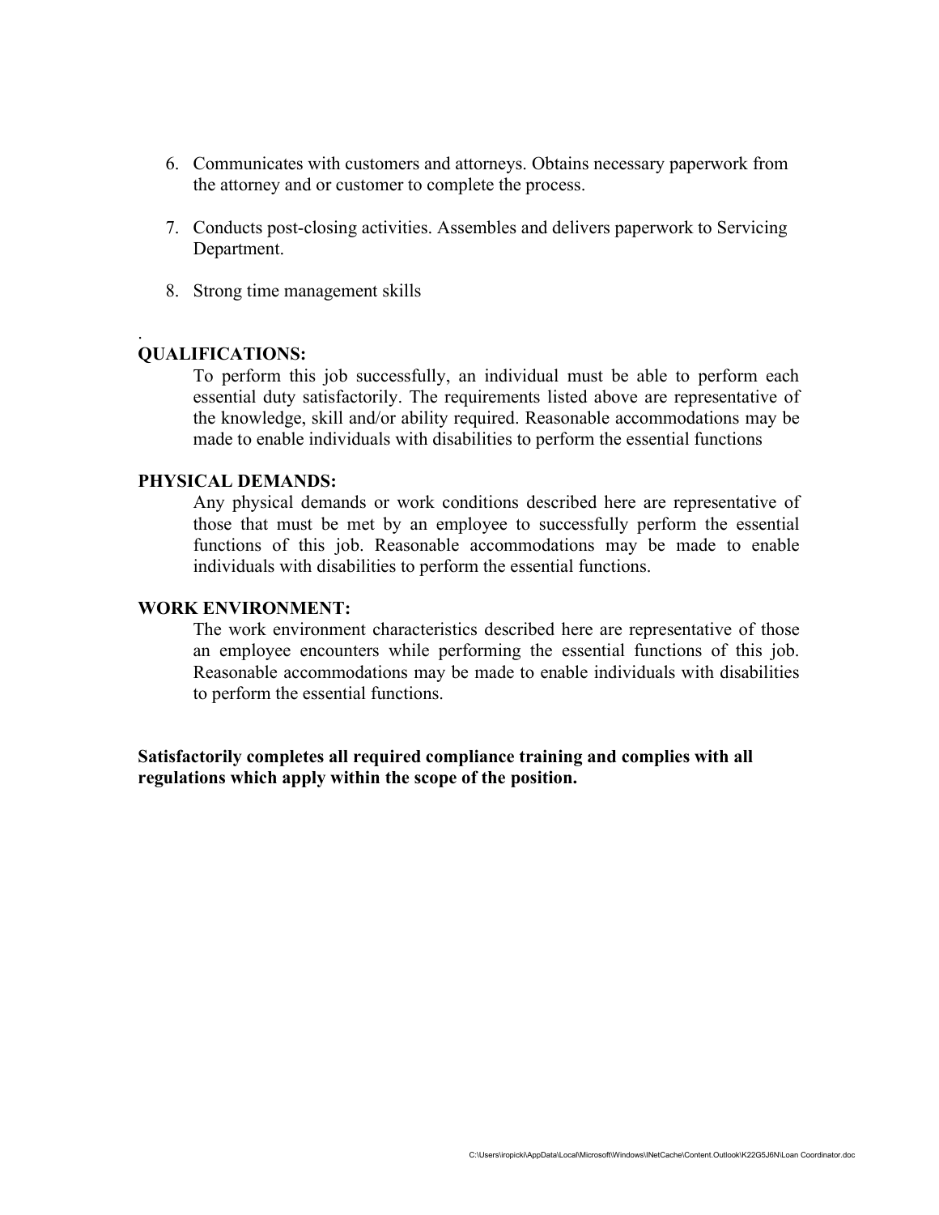6. Communicates with customers and attorneys. Obtains necessary paperwork from the attorney and or customer to complete the process.

7. Conducts post-closing activities. Assembles and delivers paperwork to Servicing Department.

8. Strong time management skills

.

**QUALIFICATIONS:**

To perform this job successfully, an individual must be able to perform each essential duty satisfactorily. The requirements listed above are representative of the knowledge, skill and/or ability required. Reasonable accommodations may be made to enable individuals with disabilities to perform the essential functions

**PHYSICAL DEMANDS:**

Any physical demands or work conditions described here are representative of those that must be met by an employee to successfully perform the essential functions of this job. Reasonable accommodations may be made to enable individuals with disabilities to perform the essential functions.

**WORK ENVIRONMENT:**

The work environment characteristics described here are representative of those an employee encounters while performing the essential functions of this job. Reasonable accommodations may be made to enable individuals with disabilities to perform the essential functions.

**Satisfactorily completes all required compliance training and complies with all regulations which apply within the scope of the position.**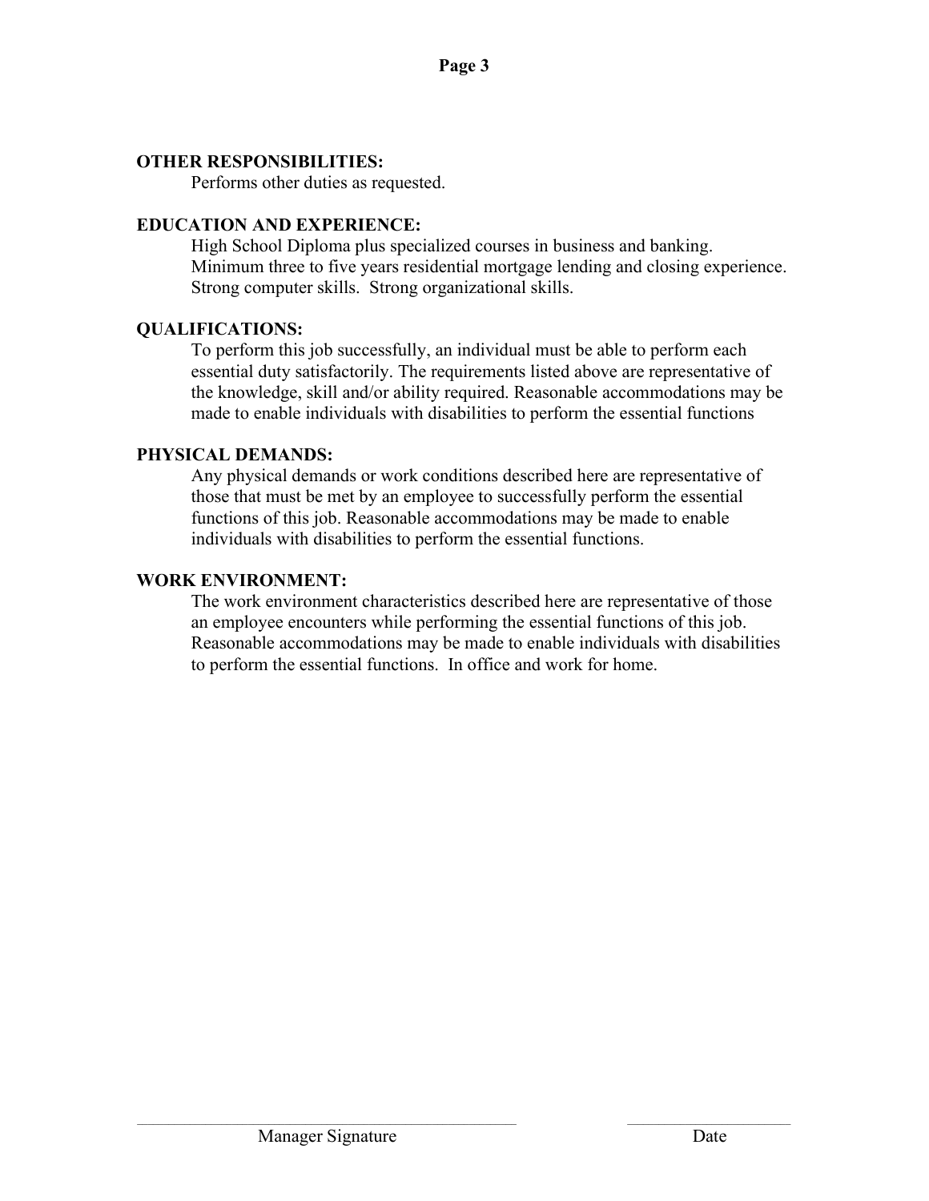**OTHER RESPONSIBILITIES:**

Performs other duties as requested.

**EDUCATION AND EXPERIENCE:**

High School Diploma plus specialized courses in business and banking. Minimum three to five years residential mortgage lending and closing experience. Strong computer skills. Strong organizational skills.

**QUALIFICATIONS:**

To perform this job successfully, an individual must be able to perform each essential duty satisfactorily. The requirements listed above are representative of the knowledge, skill and/or ability required. Reasonable accommodations may be made to enable individuals with disabilities to perform the essential functions

**PHYSICAL DEMANDS:**

Any physical demands or work conditions described here are representative of those that must be met by an employee to successfully perform the essential functions of this job. Reasonable accommodations may be made to enable individuals with disabilities to perform the essential functions.

**WORK ENVIRONMENT:**

The work environment characteristics described here are representative of those an employee encounters while performing the essential functions of this job. Reasonable accommodations may be made to enable individuals with disabilities to perform the essential functions. In office and work for home.

\_\_\_\_\_\_\_\_\_\_\_\_\_\_\_\_\_\_\_\_\_\_\_\_\_\_\_\_\_\_\_\_\_\_\_\_\_\_ \_\_\_\_\_\_\_\_\_\_\_\_\_\_\_\_\_\_\_\_

Manager Signature Date